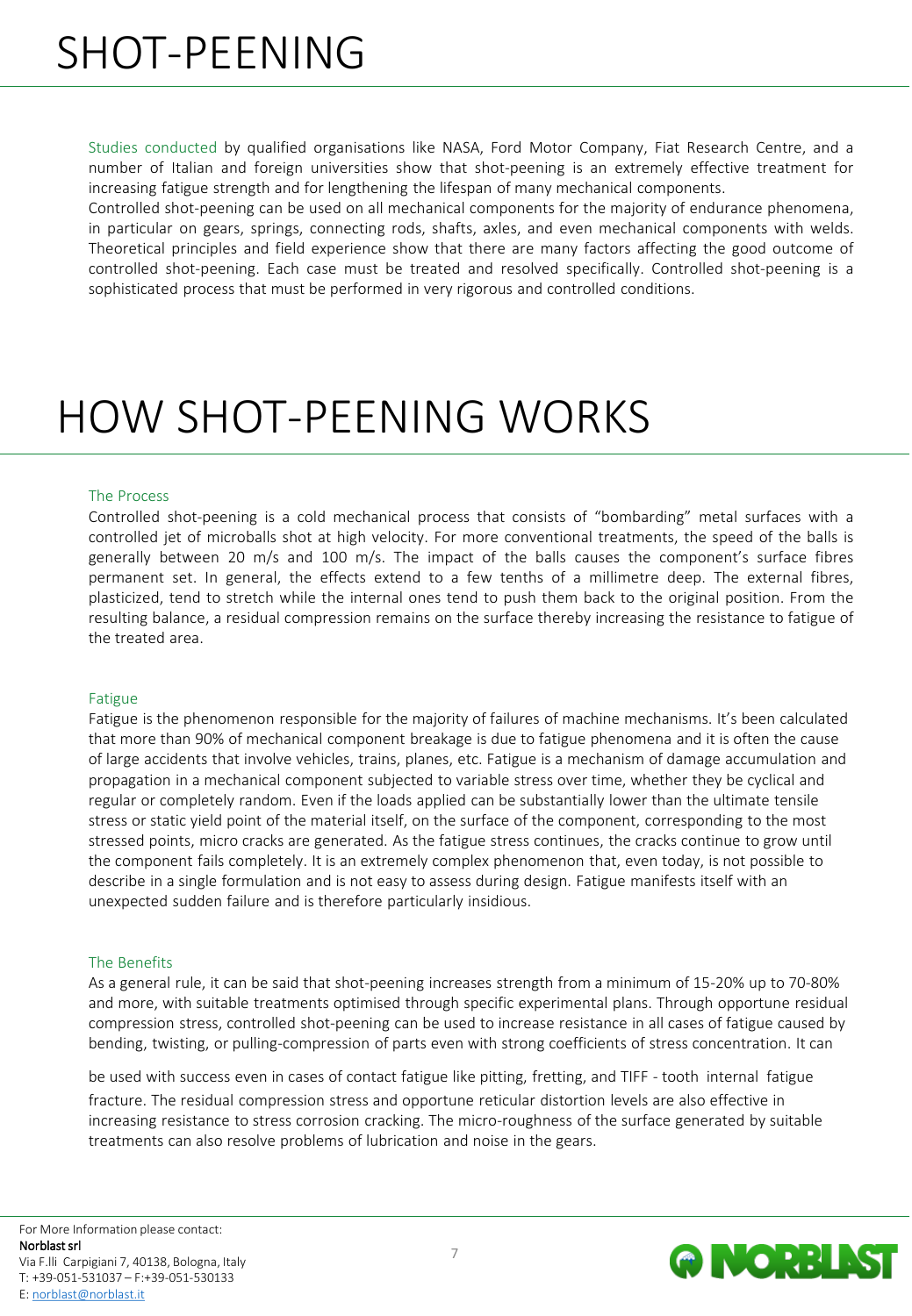# SHOT-PEENING

Studies conducted by qualified organisations like NASA, Ford Motor Company, Fiat Research Centre, and a number of Italian and foreign universities show that shot-peening is an extremely effective treatment for increasing fatigue strength and for lengthening the lifespan of many mechanical components.
Controlled shot-peening can be used on all mechanical components for the majority of endurance phenomena, in particular on gears, springs, connecting rods, shafts, axles, and even mechanical components with welds. Theoretical principles and field experience show that there are many factors affecting the good outcome of controlled shot-peening. Each case must be treated and resolved specifically. Controlled shot-peening is a sophisticated process that must be performed in very rigorous and controlled conditions.

# HOW SHOT-PEENING WORKS

## The Process

Controlled shot-peening is a cold mechanical process that consists of "bombarding" metal surfaces with a controlled jet of microballs shot at high velocity. For more conventional treatments, the speed of the balls is generally between 20 m/s and 100 m/s. The impact of the balls causes the component's surface fibres permanent set. In general, the effects extend to a few tenths of a millimetre deep. The external fibres, plasticized, tend to stretch while the internal ones tend to push them back to the original position. From the resulting balance, a residual compression remains on the surface thereby increasing the resistance to fatigue of the treated area.

## Fatigue

Fatigue is the phenomenon responsible for the majority of failures of machine mechanisms. It's been calculated that more than 90% of mechanical component breakage is due to fatigue phenomena and it is often the cause of large accidents that involve vehicles, trains, planes, etc. Fatigue is a mechanism of damage accumulation and propagation in a mechanical component subjected to variable stress over time, whether they be cyclical and regular or completely random. Even if the loads applied can be substantially lower than the ultimate tensile stress or static yield point of the material itself, on the surface of the component, corresponding to the most stressed points, micro cracks are generated. As the fatigue stress continues, the cracks continue to grow until the component fails completely. It is an extremely complex phenomenon that, even today, is not possible to describe in a single formulation and is not easy to assess during design. Fatigue manifests itself with an unexpected sudden failure and is therefore particularly insidious.

## The Benefits

As a general rule, it can be said that shot-peening increases strength from a minimum of 15-20% up to 70-80% and more, with suitable treatments optimised through specific experimental plans. Through opportune residual compression stress, controlled shot-peening can be used to increase resistance in all cases of fatigue caused by bending, twisting, or pulling-compression of parts even with strong coefficients of stress concentration. It can be used with success even in cases of contact fatigue like pitting, fretting, and TIFF - tooth internal fatigue fracture. The residual compression stress and opportune reticular distortion levels are also effective in increasing resistance to stress corrosion cracking. The micro-roughness of the surface generated by suitable treatments can also resolve problems of lubrication and noise in the gears.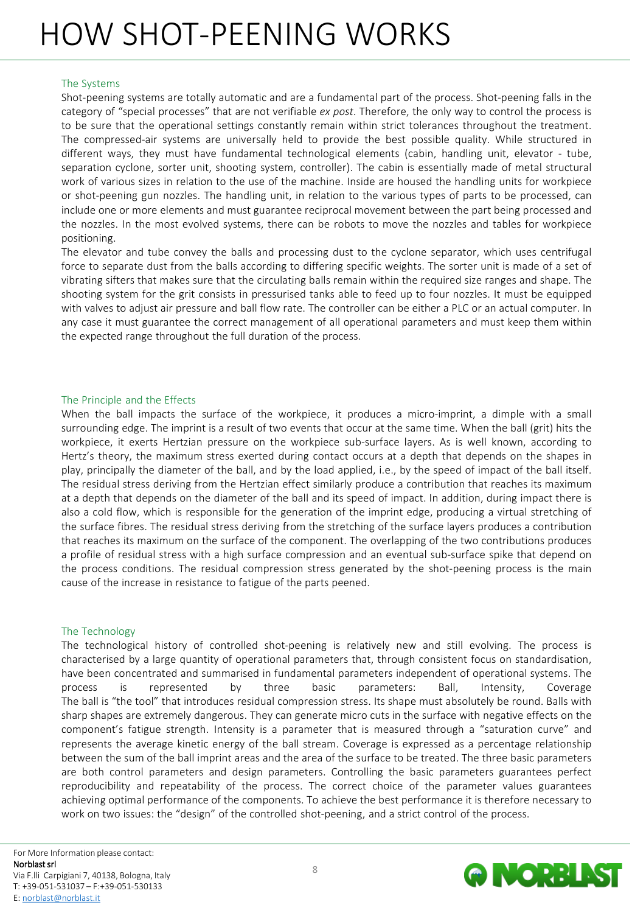# HOW SHOT-PEENING WORKS

## The Systems

Shot-peening systems are totally automatic and are a fundamental part of the process. Shot-peening falls in the category of "special processes" that are not verifiable *ex post*. Therefore, the only way to control the process is to be sure that the operational settings constantly remain within strict tolerances throughout the treatment. The compressed-air systems are universally held to provide the best possible quality. While structured in different ways, they must have fundamental technological elements (cabin, handling unit, elevator - tube, separation cyclone, sorter unit, shooting system, controller). The cabin is essentially made of metal structural work of various sizes in relation to the use of the machine. Inside are housed the handling units for workpiece or shot-peening gun nozzles. The handling unit, in relation to the various types of parts to be processed, can include one or more elements and must guarantee reciprocal movement between the part being processed and the nozzles. In the most evolved systems, there can be robots to move the nozzles and tables for workpiece positioning.

The elevator and tube convey the balls and processing dust to the cyclone separator, which uses centrifugal force to separate dust from the balls according to differing specific weights. The sorter unit is made of a set of vibrating sifters that makes sure that the circulating balls remain within the required size ranges and shape. The shooting system for the grit consists in pressurised tanks able to feed up to four nozzles. It must be equipped with valves to adjust air pressure and ball flow rate. The controller can be either a PLC or an actual computer. In any case it must guarantee the correct management of all operational parameters and must keep them within the expected range throughout the full duration of the process.

## The Principle and the Effects

When the ball impacts the surface of the workpiece, it produces a micro-imprint, a dimple with a small surrounding edge. The imprint is a result of two events that occur at the same time. When the ball (grit) hits the workpiece, it exerts Hertzian pressure on the workpiece sub-surface layers. As is well known, according to Hertz's theory, the maximum stress exerted during contact occurs at a depth that depends on the shapes in play, principally the diameter of the ball, and by the load applied, i.e., by the speed of impact of the ball itself. The residual stress deriving from the Hertzian effect similarly produce a contribution that reaches its maximum at a depth that depends on the diameter of the ball and its speed of impact. In addition, during impact there is also a cold flow, which is responsible for the generation of the imprint edge, producing a virtual stretching of the surface fibres. The residual stress deriving from the stretching of the surface layers produces a contribution that reaches its maximum on the surface of the component. The overlapping of the two contributions produces a profile of residual stress with a high surface compression and an eventual sub-surface spike that depend on the process conditions. The residual compression stress generated by the shot-peening process is the main cause of the increase in resistance to fatigue of the parts peened.

## The Technology

The technological history of controlled shot-peening is relatively new and still evolving. The process is characterised by a large quantity of operational parameters that, through consistent focus on standardisation, have been concentrated and summarised in fundamental parameters independent of operational systems. The process is represented by three basic parameters: Ball, Intensity, Coverage

The ball is "the tool" that introduces residual compression stress. Its shape must absolutely be round. Balls with sharp shapes are extremely dangerous. They can generate micro cuts in the surface with negative effects on the component's fatigue strength. Intensity is a parameter that is measured through a "saturation curve" and represents the average kinetic energy of the ball stream. Coverage is expressed as a percentage relationship between the sum of the ball imprint areas and the area of the surface to be treated. The three basic parameters are both control parameters and design parameters. Controlling the basic parameters guarantees perfect reproducibility and repeatability of the process. The correct choice of the parameter values guarantees achieving optimal performance of the components. To achieve the best performance it is therefore necessary to work on two issues: the "design" of the controlled shot-peening, and a strict control of the process.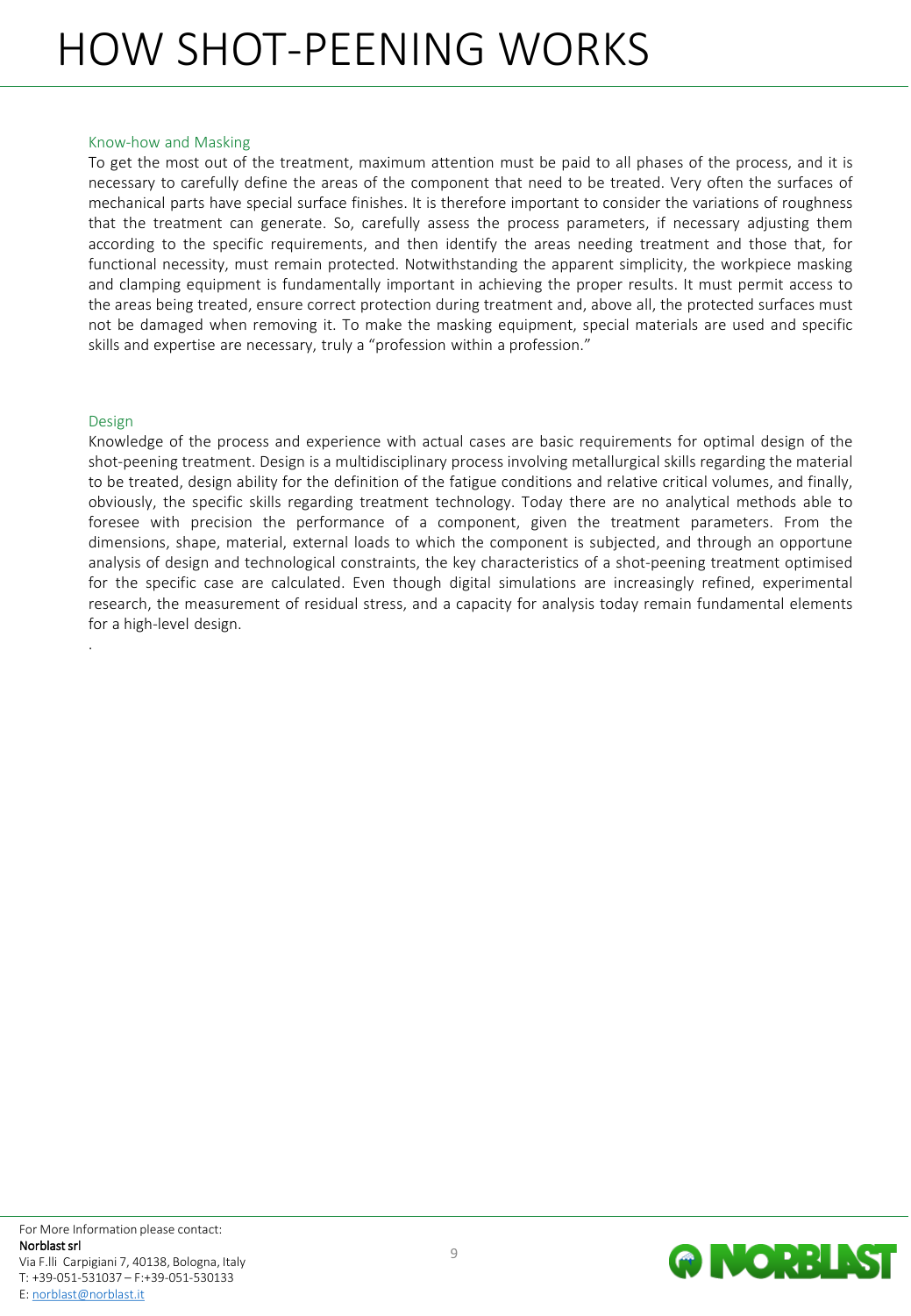# HOW SHOT-PEENING WORKS

## Know-how and Masking

To get the most out of the treatment, maximum attention must be paid to all phases of the process, and it is necessary to carefully define the areas of the component that need to be treated. Very often the surfaces of mechanical parts have special surface finishes. It is therefore important to consider the variations of roughness that the treatment can generate. So, carefully assess the process parameters, if necessary adjusting them according to the specific requirements, and then identify the areas needing treatment and those that, for functional necessity, must remain protected. Notwithstanding the apparent simplicity, the workpiece masking and clamping equipment is fundamentally important in achieving the proper results. It must permit access to the areas being treated, ensure correct protection during treatment and, above all, the protected surfaces must not be damaged when removing it. To make the masking equipment, special materials are used and specific skills and expertise are necessary, truly a "profession within a profession."

## Design

Knowledge of the process and experience with actual cases are basic requirements for optimal design of the shot-peening treatment. Design is a multidisciplinary process involving metallurgical skills regarding the material to be treated, design ability for the definition of the fatigue conditions and relative critical volumes, and finally, obviously, the specific skills regarding treatment technology. Today there are no analytical methods able to foresee with precision the performance of a component, given the treatment parameters. From the dimensions, shape, material, external loads to which the component is subjected, and through an opportune analysis of design and technological constraints, the key characteristics of a shot-peening treatment optimised for the specific case are calculated. Even though digital simulations are increasingly refined, experimental research, the measurement of residual stress, and a capacity for analysis today remain fundamental elements for a high-level design.

For More Information please contact:
**Norblast srl**
Via F.lli Carpigiani 7, 40138, Bologna, Italy
T: +39-051-531037 – F:+39-051-530133
E: norblast@norblast.it